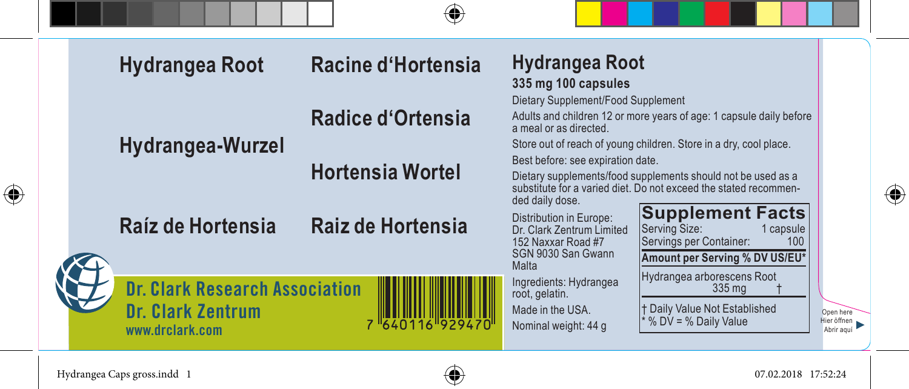# Hydrangea Root

# Racine d'Hortensia

# Radice d'Ortensia

# Hydrangea-Wurzel

# Hortensia Wortel

# Raíz de Hortensia

# Raiz de Hortensia

**Dr. Clark Research Association**

**Dr. Clark Zentrum**

www.drclark.com

7 640116 929470

## Hydrangea Root

**335 mg 100 capsules**

Dietary Supplement/Food Supplement

Adults and children 12 or more years of age: 1 capsule daily before a meal or as directed.

Store out of reach of young children. Store in a dry, cool place.

Best before: see expiration date.

Dietary supplements/food supplements should not be used as a substitute for a varied diet. Do not exceed the stated recommended daily dose.

Distribution in Europe:
Dr. Clark Zentrum Limited
152 Naxxar Road #7
SGN 9030 San Gwann
Malta

Ingredients: Hydrangea root, gelatin.

Made in the USA.

Nominal weight: 44 g

**Supplement Facts**

| Serving Size: | 1 capsule |
|---|---|
| Servings per Container: | 100 |
| **Amount per Serving** | **% DV US/EU*** |
| Hydrangea arborescens Root 335 mg | † |

† Daily Value Not Established
\* % DV = % Daily Value

Open here
Hier öffnen
Abrir aqui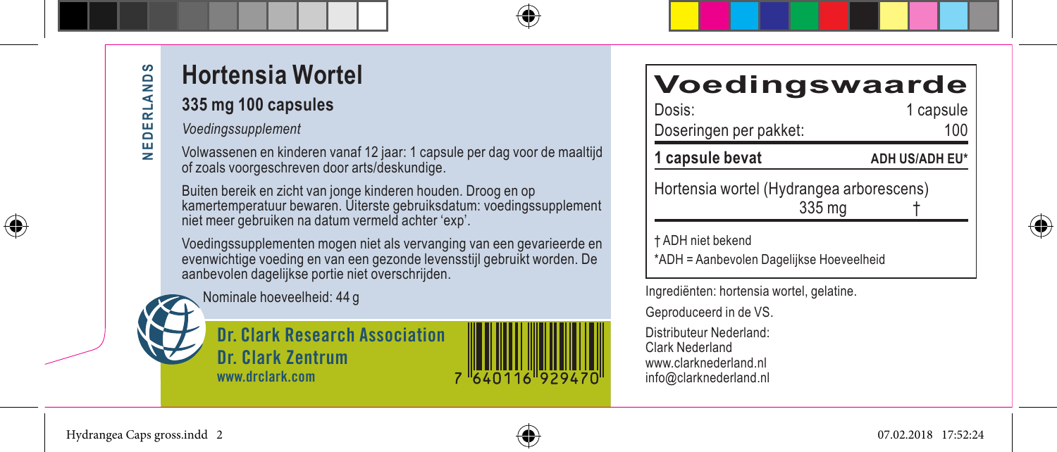NEDERLANDS

# Hortensia Wortel

## 335 mg 100 capsules

*Voedingssupplement*

Volwassenen en kinderen vanaf 12 jaar: 1 capsule per dag voor de maaltijd of zoals voorgeschreven door arts/deskundige.

Buiten bereik en zicht van jonge kinderen houden. Droog en op kamertemperatuur bewaren. Uiterste gebruiksdatum: voedingssupplement niet meer gebruiken na datum vermeld achter 'exp'.

Voedingssupplementen mogen niet als vervanging van een gevarieerde en evenwichtige voeding en van een gezonde levensstijl gebruikt worden. De aanbevolen dagelijkse portie niet overschrijden.

Nominale hoeveelheid: 44 g

**Dr. Clark Research Association**
**Dr. Clark Zentrum**
**www.drclark.com**

7 640116 929470

## Voedingswaarde

| Dosis: | 1 capsule |
|---|---|
| Doseringen per pakket: | 100 |
| **1 capsule bevat** | **ADH US/ADH EU*** |
| Hortensia wortel (Hydrangea arborescens) 335 mg | † |

† ADH niet bekend

*ADH = Aanbevolen Dagelijkse Hoeveelheid

Ingrediënten: hortensia wortel, gelatine.

Geproduceerd in de VS.

Distributeur Nederland:
Clark Nederland
www.clarknederland.nl
info@clarknederland.nl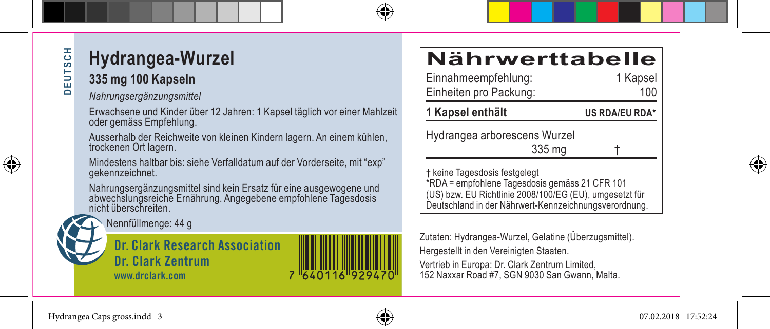DEUTSCH

# Hydrangea-Wurzel

## 335 mg 100 Kapseln

*Nahrungsergänzungsmittel*

Erwachsene und Kinder über 12 Jahren: 1 Kapsel täglich vor einer Mahlzeit oder gemäss Empfehlung.

Ausserhalb der Reichweite von kleinen Kindern lagern. An einem kühlen, trockenen Ort lagern.

Mindestens haltbar bis: siehe Verfalldatum auf der Vorderseite, mit "exp" gekennzeichnet.

Nahrungsergänzungsmittel sind kein Ersatz für eine ausgewogene und abwechslungsreiche Ernährung. Angegebene empfohlene Tagesdosis nicht überschreiten.

Nennfüllmenge: 44 g

**Dr. Clark Research Association**
**Dr. Clark Zentrum**
**www.drclark.com**

7 640116 929470

## Nährwerttabelle

| Einnahmeempfehlung: | | 1 Kapsel |
|---|---|---|
| Einheiten pro Packung: | | 100 |
| **1 Kapsel enthält** | | **US RDA/EU RDA*** |
| Hydrangea arborescens Wurzel | 335 mg | † |

† keine Tagesdosis festgelegt
*RDA = empfohlene Tagesdosis gemäss 21 CFR 101 (US) bzw. EU Richtlinie 2008/100/EG (EU), umgesetzt für Deutschland in der Nährwert-Kennzeichnungsverordnung.

Zutaten: Hydrangea-Wurzel, Gelatine (Überzugsmittel).

Hergestellt in den Vereinigten Staaten.

Vertrieb in Europa: Dr. Clark Zentrum Limited, 152 Naxxar Road #7, SGN 9030 San Gwann, Malta.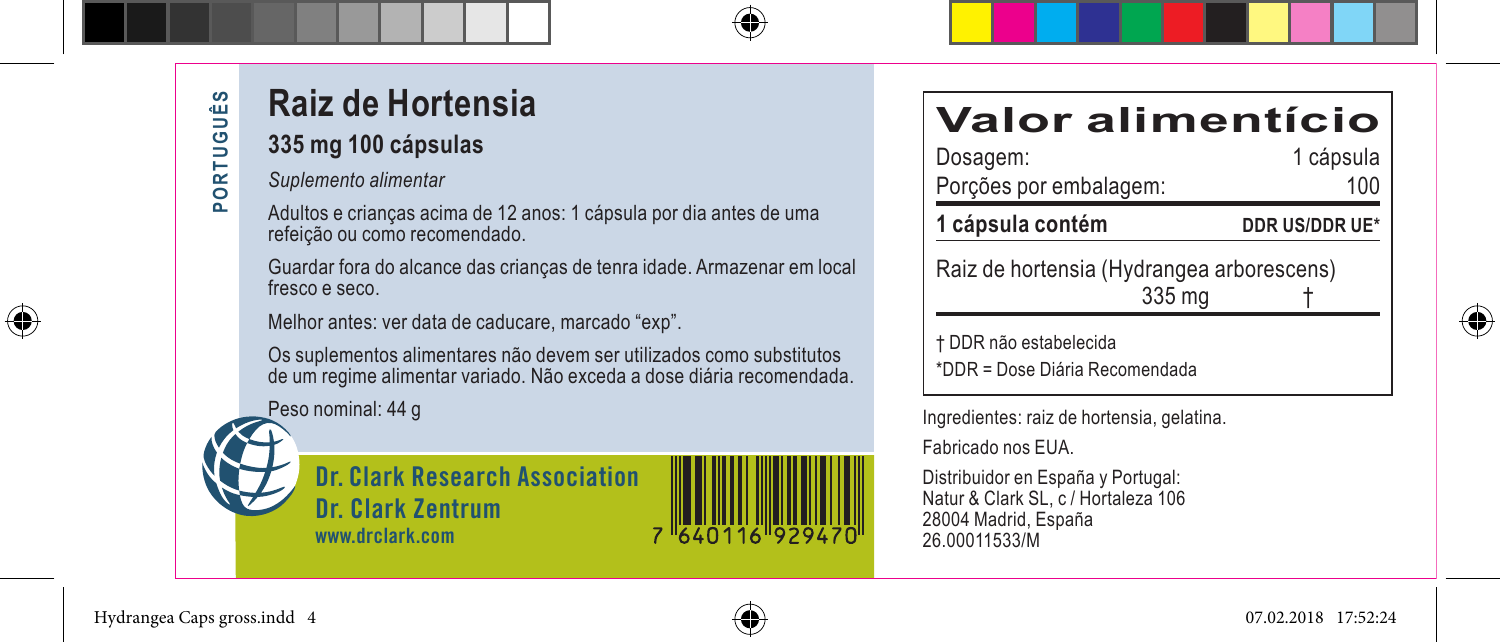PORTUGUÊS

# Raiz de Hortensia

## 335 mg 100 cápsulas

*Suplemento alimentar*

Adultos e crianças acima de 12 anos: 1 cápsula por dia antes de uma refeição ou como recomendado.

Guardar fora do alcance das crianças de tenra idade. Armazenar em local fresco e seco.

Melhor antes: ver data de caducare, marcado "exp".

Os suplementos alimentares não devem ser utilizados como substitutos de um regime alimentar variado. Não exceda a dose diária recomendada.

Peso nominal: 44 g

**Dr. Clark Research Association**
**Dr. Clark Zentrum**
www.drclark.com

7 640116 929470

# Valor alimentício

| Dosagem: | 1 cápsula |
|---|---|
| Porções por embalagem: | 100 |
| **1 cápsula contém** | **DDR US/DDR UE\*** |
| Raiz de hortensia (Hydrangea arborescens) 335 mg | † |

† DDR não estabelecida
\*DDR = Dose Diária Recomendada

Ingredientes: raiz de hortensia, gelatina.

Fabricado nos EUA.

Distribuidor en España y Portugal:
Natur & Clark SL, c / Hortaleza 106
28004 Madrid, España
26.00011533/M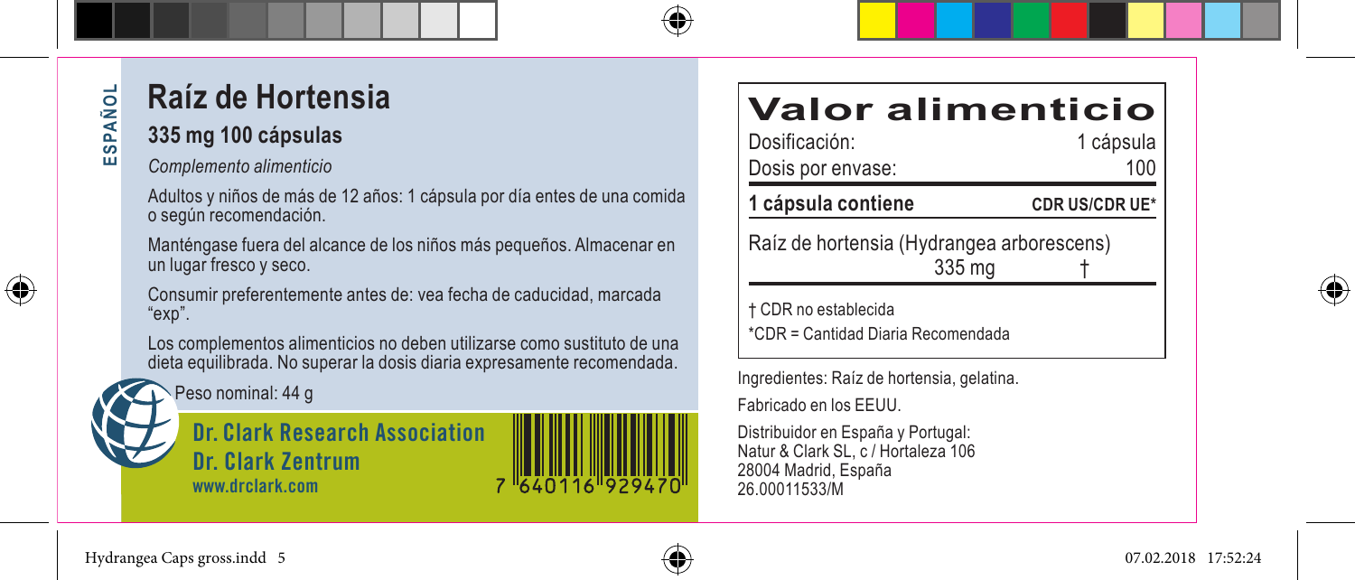ESPAÑOL

# Raíz de Hortensia

## 335 mg 100 cápsulas

*Complemento alimenticio*

Adultos y niños de más de 12 años: 1 cápsula por día entes de una comida o según recomendación.

Manténgase fuera del alcance de los niños más pequeños. Almacenar en un lugar fresco y seco.

Consumir preferentemente antes de: vea fecha de caducidad, marcada "exp".

Los complementos alimenticios no deben utilizarse como sustituto de una dieta equilibrada. No superar la dosis diaria expresamente recomendada.

Peso nominal: 44 g

**Dr. Clark Research Association**
**Dr. Clark Zentrum**
**www.drclark.com**

7 640116 929470

# Valor alimenticio

| Dosificación: | 1 cápsula |
|---|---|
| Dosis por envase: | 100 |
| **1 cápsula contiene** | **CDR US/CDR UE*** |
| Raíz de hortensia (Hydrangea arborescens) 335 mg | † |

† CDR no establecida
*CDR = Cantidad Diaria Recomendada

Ingredientes: Raíz de hortensia, gelatina.

Fabricado en los EEUU.

Distribuidor en España y Portugal:
Natur & Clark SL, c / Hortaleza 106
28004 Madrid, España
26.00011533/M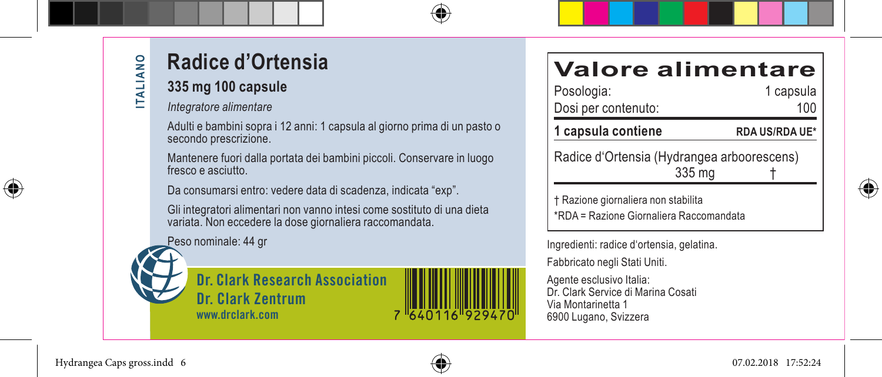ITALIANO

# Radice d'Ortensia

## 335 mg 100 capsule

*Integratore alimentare*

Adulti e bambini sopra i 12 anni: 1 capsula al giorno prima di un pasto o secondo prescrizione.

Mantenere fuori dalla portata dei bambini piccoli. Conservare in luogo fresco e asciutto.

Da consumarsi entro: vedere data di scadenza, indicata "exp".

Gli integratori alimentari non vanno intesi come sostituto di una dieta variata. Non eccedere la dose giornaliera raccomandata.

Peso nominale: 44 gr

**Dr. Clark Research Association**
**Dr. Clark Zentrum**
**www.drclark.com**

7 640116 929470

# Valore alimentare

| Posologia: | 1 capsula |
|---|---|
| Dosi per contenuto: | 100 |
| **1 capsula contiene** | **RDA US/RDA UE*** |
| Radice d'Ortensia (Hydrangea arboorescens) 335 mg | † |

† Razione giornaliera non stabilita
*RDA = Razione Giornaliera Raccomandata

Ingredienti: radice d'ortensia, gelatina.

Fabbricato negli Stati Uniti.

Agente esclusivo Italia:
Dr. Clark Service di Marina Cosati
Via Montarinetta 1
6900 Lugano, Svizzera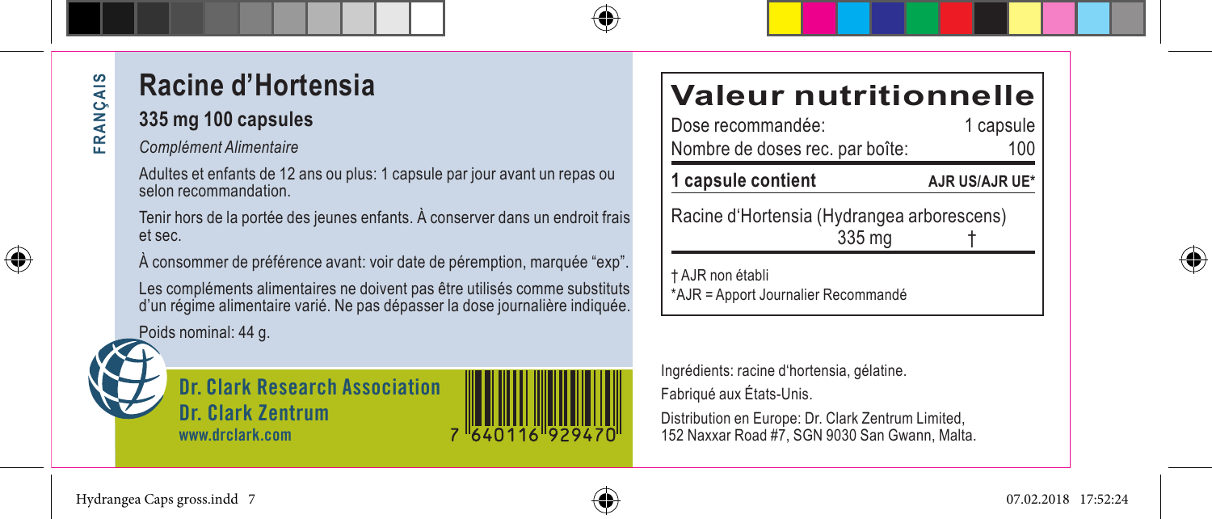FRANÇAIS

# Racine d'Hortensia

## 335 mg 100 capsules

*Complément Alimentaire*

Adultes et enfants de 12 ans ou plus: 1 capsule par jour avant un repas ou selon recommandation.

Tenir hors de la portée des jeunes enfants. À conserver dans un endroit frais et sec.

À consommer de préférence avant: voir date de péremption, marquée "exp".

Les compléments alimentaires ne doivent pas être utilisés comme substituts d'un régime alimentaire varié. Ne pas dépasser la dose journalière indiquée.

Poids nominal: 44 g.

**Dr. Clark Research Association**
**Dr. Clark Zentrum**
www.drclark.com

7 640116 929470

## Valeur nutritionnelle

| Dose recommandée: | 1 capsule |
|---|---|
| Nombre de doses rec. par boîte: | 100 |
| **1 capsule contient** | **AJR US/AJR UE*** |
| Racine d'Hortensia (Hydrangea arborescens) 335 mg | † |

† AJR non établi
*AJR = Apport Journalier Recommandé

Ingrédients: racine d'hortensia, gélatine.

Fabriqué aux États-Unis.

Distribution en Europe: Dr. Clark Zentrum Limited, 152 Naxxar Road #7, SGN 9030 San Gwann, Malta.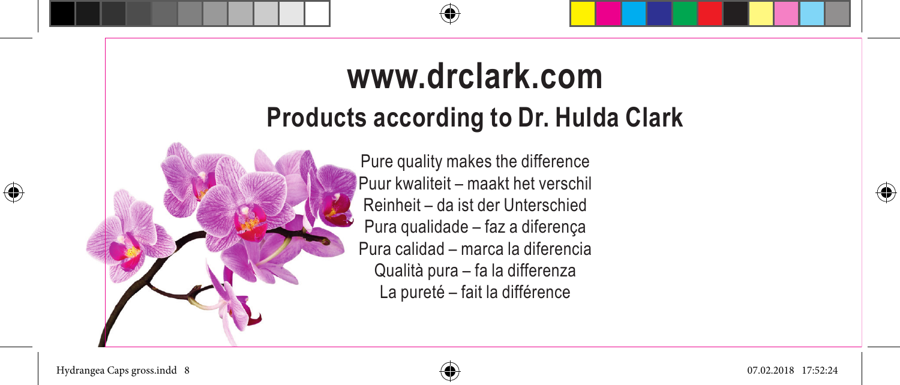# www.drclark.com

## Products according to Dr. Hulda Clark

Pure quality makes the difference
Puur kwaliteit – maakt het verschil
Reinheit – da ist der Unterschied
Pura qualidade – faz a diferença
Pura calidad – marca la diferencia
Qualità pura – fa la differenza
La pureté – fait la différence